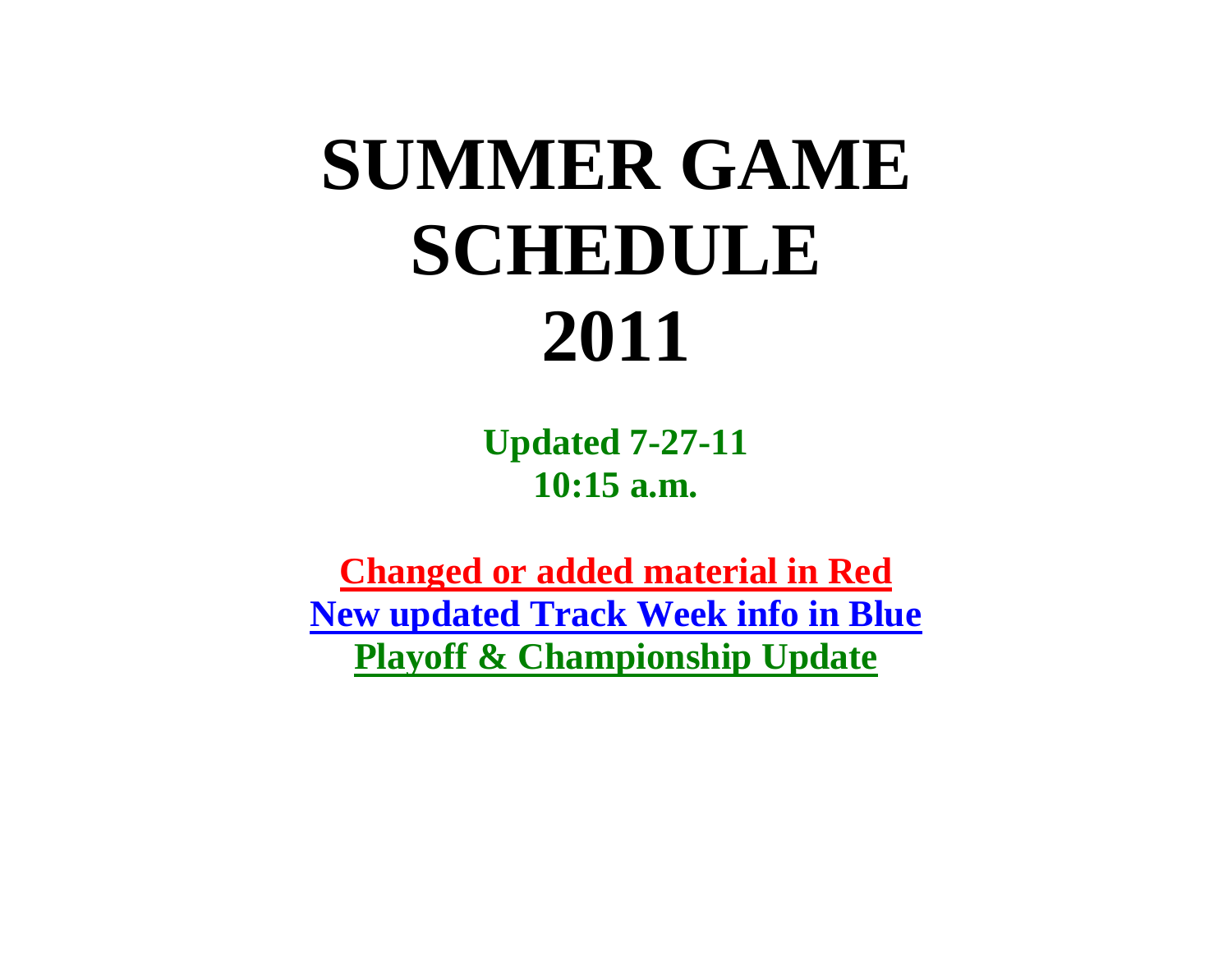# SUMMER GAME SCHEDULE 2011

**Updated 7-27-11**
**10:15 a.m.**

**Changed or added material in Red**
**New updated Track Week info in Blue**
**Playoff & Championship Update**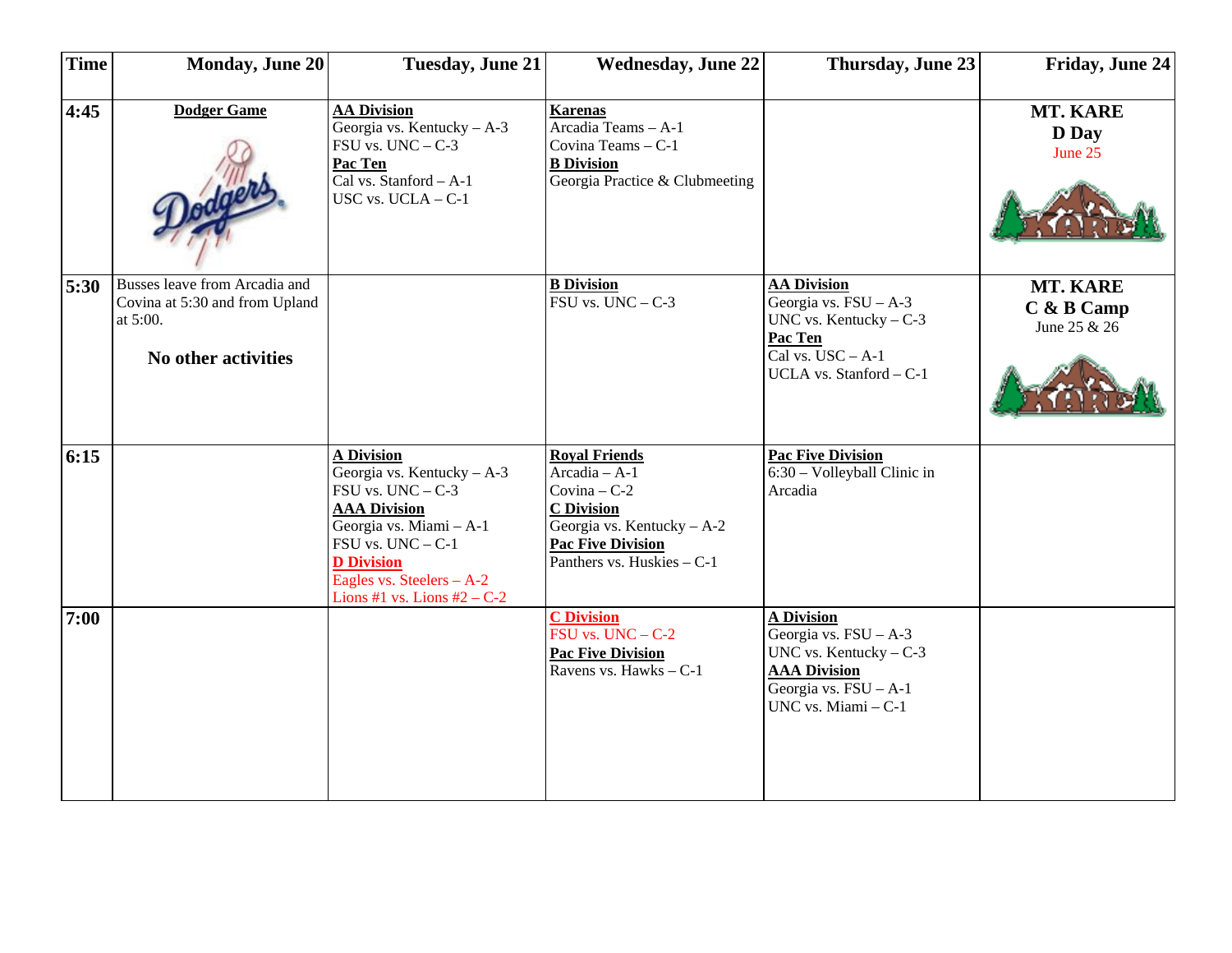| Time | Monday, June 20 | Tuesday, June 21 | Wednesday, June 22 | Thursday, June 23 | Friday, June 24 |
|---|---|---|---|---|---|
| 4:45 | **Dodger Game** | **AA Division**<br>Georgia vs. Kentucky – A-3<br>FSU vs. UNC – C-3<br>**Pac Ten**<br>Cal vs. Stanford – A-1<br>USC vs. UCLA – C-1 | **Karenas**<br>Arcadia Teams – A-1<br>Covina Teams – C-1<br>**B Division**<br>Georgia Practice & Clubmeeting | | **MT. KARE**<br>**D Day**<br>June 25 |
| 5:30 | Busses leave from Arcadia and Covina at 5:30 and from Upland at 5:00.<br><br>**No other activities** | | **B Division**<br>FSU vs. UNC – C-3 | **AA Division**<br>Georgia vs. FSU – A-3<br>UNC vs. Kentucky – C-3<br>**Pac Ten**<br>Cal vs. USC – A-1<br>UCLA vs. Stanford – C-1 | **MT. KARE**<br>**C & B Camp**<br>June 25 & 26 |
| 6:15 | | **A Division**<br>Georgia vs. Kentucky – A-3<br>FSU vs. UNC – C-3<br>**AAA Division**<br>Georgia vs. Miami – A-1<br>FSU vs. UNC – C-1<br>**D Division**<br>Eagles vs. Steelers – A-2<br>Lions #1 vs. Lions #2 – C-2 | **Royal Friends**<br>Arcadia – A-1<br>Covina – C-2<br>**C Division**<br>Georgia vs. Kentucky – A-2<br>**Pac Five Division**<br>Panthers vs. Huskies – C-1 | **Pac Five Division**<br>6:30 – Volleyball Clinic in Arcadia | |
| 7:00 | | | **C Division**<br>FSU vs. UNC – C-2<br>**Pac Five Division**<br>Ravens vs. Hawks – C-1 | **A Division**<br>Georgia vs. FSU – A-3<br>UNC vs. Kentucky – C-3<br>**AAA Division**<br>Georgia vs. FSU – A-1<br>UNC vs. Miami – C-1 | |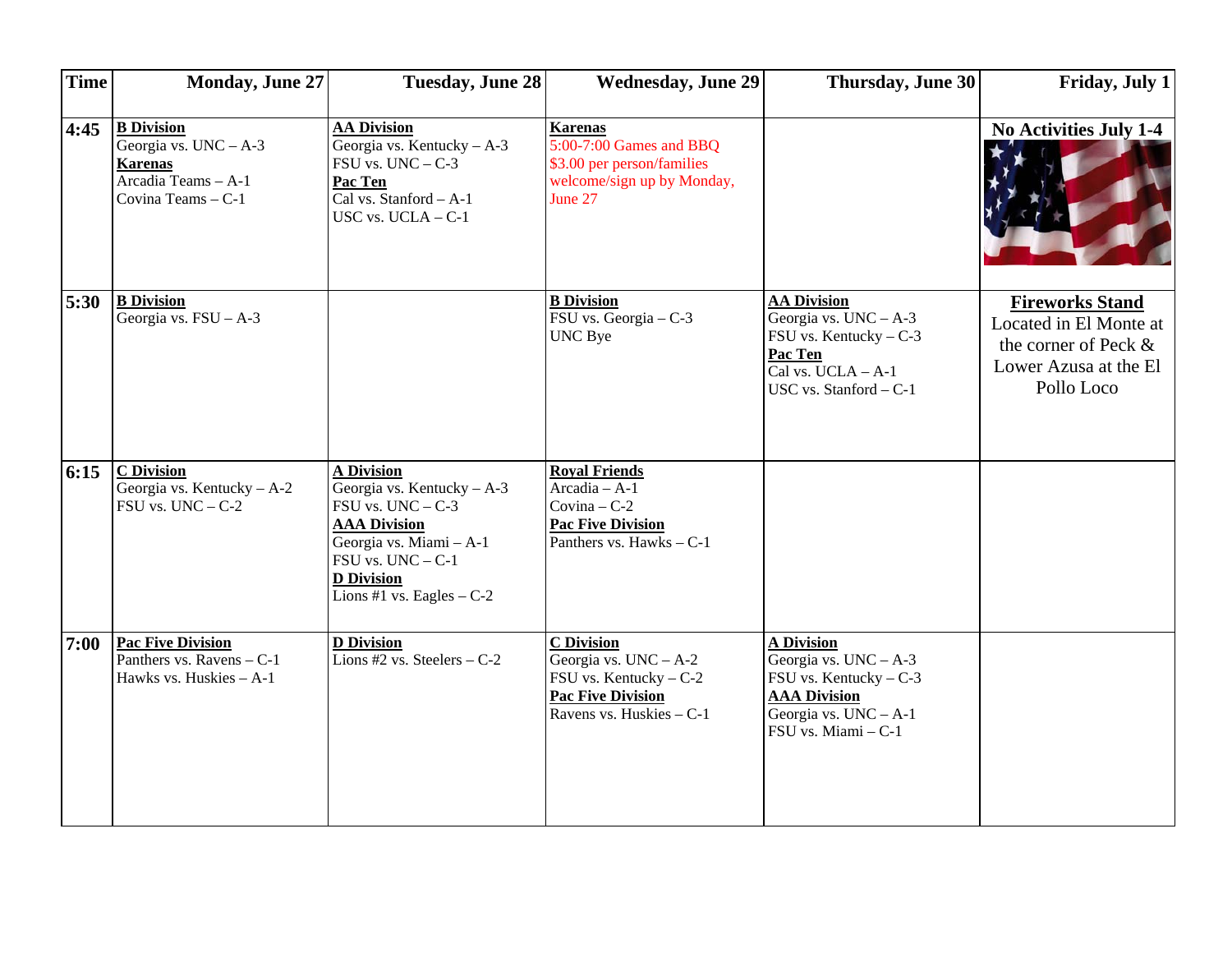| Time | Monday, June 27 | Tuesday, June 28 | Wednesday, June 29 | Thursday, June 30 | Friday, July 1 |
|---|---|---|---|---|---|
| 4:45 | **B Division**<br>Georgia vs. UNC – A-3<br>**Karenas**<br>Arcadia Teams – A-1<br>Covina Teams – C-1 | **AA Division**<br>Georgia vs. Kentucky – A-3<br>FSU vs. UNC – C-3<br>**Pac Ten**<br>Cal vs. Stanford – A-1<br>USC vs. UCLA – C-1 | **Karenas**<br>5:00-7:00 Games and BBQ<br>$3.00 per person/families welcome/sign up by Monday, June 27 | | **No Activities July 1-4** |
| 5:30 | **B Division**<br>Georgia vs. FSU – A-3 | | **B Division**<br>FSU vs. Georgia – C-3<br>UNC Bye | **AA Division**<br>Georgia vs. UNC – A-3<br>FSU vs. Kentucky – C-3<br>**Pac Ten**<br>Cal vs. UCLA – A-1<br>USC vs. Stanford – C-1 | **Fireworks Stand**<br>Located in El Monte at the corner of Peck & Lower Azusa at the El Pollo Loco |
| 6:15 | **C Division**<br>Georgia vs. Kentucky – A-2<br>FSU vs. UNC – C-2 | **A Division**<br>Georgia vs. Kentucky – A-3<br>FSU vs. UNC – C-3<br>**AAA Division**<br>Georgia vs. Miami – A-1<br>FSU vs. UNC – C-1<br>**D Division**<br>Lions #1 vs. Eagles – C-2 | **Royal Friends**<br>Arcadia – A-1<br>Covina – C-2<br>**Pac Five Division**<br>Panthers vs. Hawks – C-1 | | |
| 7:00 | **Pac Five Division**<br>Panthers vs. Ravens – C-1<br>Hawks vs. Huskies – A-1 | **D Division**<br>Lions #2 vs. Steelers – C-2 | **C Division**<br>Georgia vs. UNC – A-2<br>FSU vs. Kentucky – C-2<br>**Pac Five Division**<br>Ravens vs. Huskies – C-1 | **A Division**<br>Georgia vs. UNC – A-3<br>FSU vs. Kentucky – C-3<br>**AAA Division**<br>Georgia vs. UNC – A-1<br>FSU vs. Miami – C-1 | |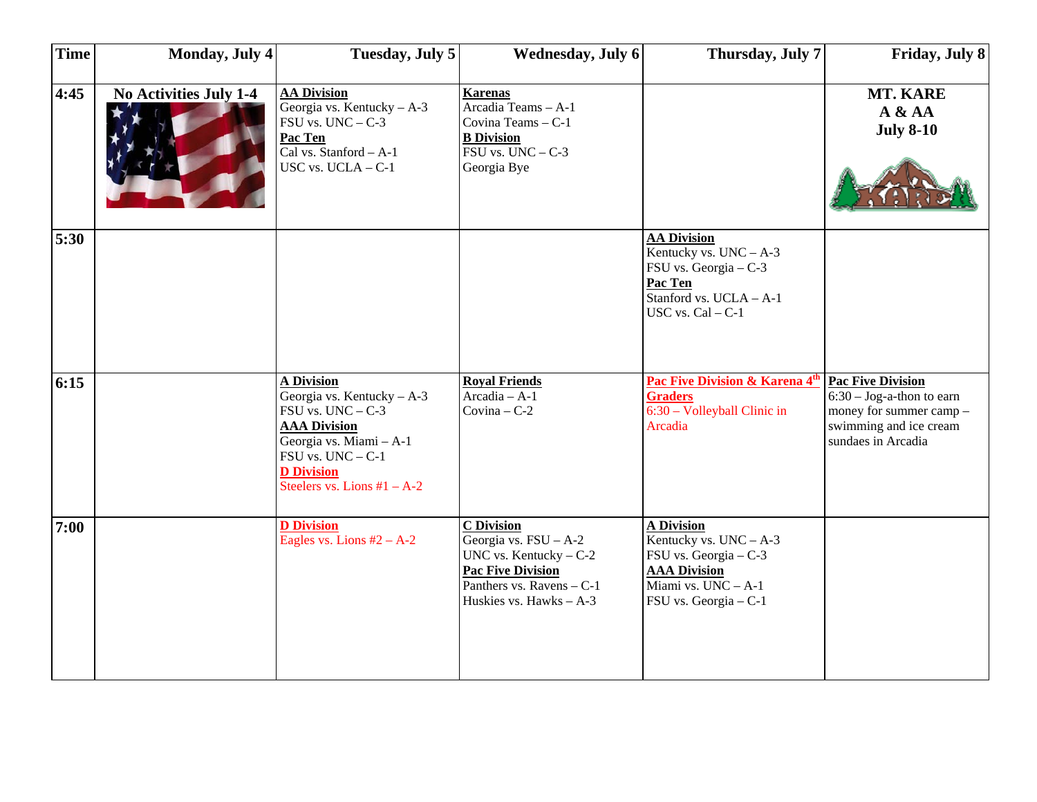| Time | Monday, July 4 | Tuesday, July 5 | Wednesday, July 6 | Thursday, July 7 | Friday, July 8 |
|---|---|---|---|---|---|
| 4:45 | **No Activities July 1-4** | **AA Division**<br>Georgia vs. Kentucky – A-3<br>FSU vs. UNC – C-3<br>**Pac Ten**<br>Cal vs. Stanford – A-1<br>USC vs. UCLA – C-1 | **Karenas**<br>Arcadia Teams – A-1<br>Covina Teams – C-1<br>**B Division**<br>FSU vs. UNC – C-3<br>Georgia Bye | | **MT. KARE**<br>**A & AA**<br>**July 8-10** |
| 5:30 | | | | **AA Division**<br>Kentucky vs. UNC – A-3<br>FSU vs. Georgia – C-3<br>**Pac Ten**<br>Stanford vs. UCLA – A-1<br>USC vs. Cal – C-1 | |
| 6:15 | | **A Division**<br>Georgia vs. Kentucky – A-3<br>FSU vs. UNC – C-3<br>**AAA Division**<br>Georgia vs. Miami – A-1<br>FSU vs. UNC – C-1<br>**D Division**<br>Steelers vs. Lions #1 – A-2 | **Royal Friends**<br>Arcadia – A-1<br>Covina – C-2 | **Pac Five Division & Karena 4th Graders**<br>6:30 – Volleyball Clinic in Arcadia | **Pac Five Division**<br>6:30 – Jog-a-thon to earn money for summer camp – swimming and ice cream sundaes in Arcadia |
| 7:00 | | **D Division**<br>Eagles vs. Lions #2 – A-2 | **C Division**<br>Georgia vs. FSU – A-2<br>UNC vs. Kentucky – C-2<br>**Pac Five Division**<br>Panthers vs. Ravens – C-1<br>Huskies vs. Hawks – A-3 | **A Division**<br>Kentucky vs. UNC – A-3<br>FSU vs. Georgia – C-3<br>**AAA Division**<br>Miami vs. UNC – A-1<br>FSU vs. Georgia – C-1 | |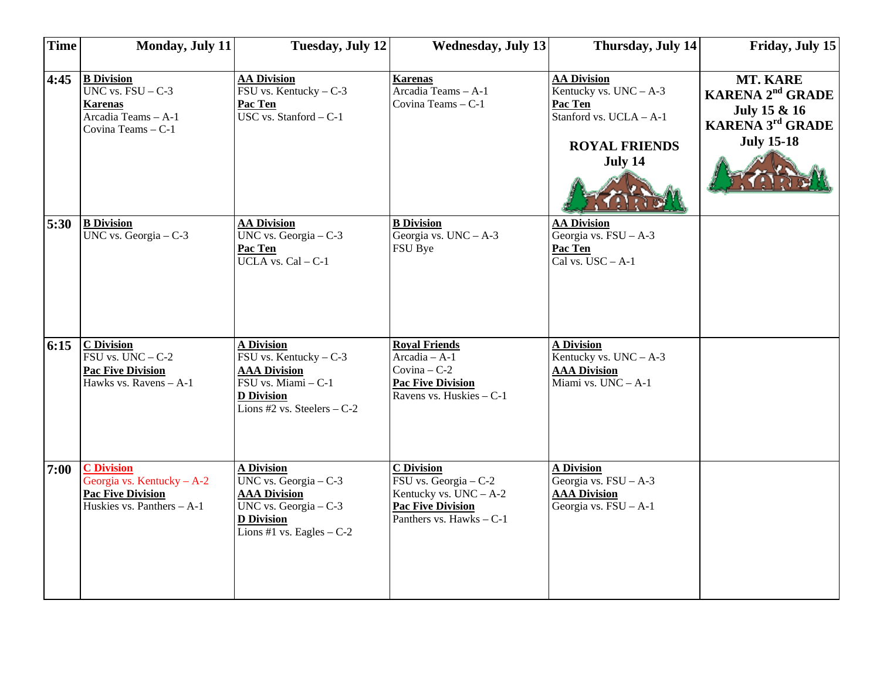| Time | Monday, July 11 | Tuesday, July 12 | Wednesday, July 13 | Thursday, July 14 | Friday, July 15 |
|---|---|---|---|---|---|
| 4:45 | **B Division**<br>UNC vs. FSU – C-3<br>**Karenas**<br>Arcadia Teams – A-1<br>Covina Teams – C-1 | **AA Division**<br>FSU vs. Kentucky – C-3<br>**Pac Ten**<br>USC vs. Stanford – C-1 | **Karenas**<br>Arcadia Teams – A-1<br>Covina Teams – C-1 | **AA Division**<br>Kentucky vs. UNC – A-3<br>**Pac Ten**<br>Stanford vs. UCLA – A-1<br><br>**ROYAL FRIENDS July 14** | **MT. KARE KARENA 2nd GRADE July 15 & 16 KARENA 3rd GRADE July 15-18** |
| 5:30 | **B Division**<br>UNC vs. Georgia – C-3 | **AA Division**<br>UNC vs. Georgia – C-3<br>**Pac Ten**<br>UCLA vs. Cal – C-1 | **B Division**<br>Georgia vs. UNC – A-3<br>FSU Bye | **AA Division**<br>Georgia vs. FSU – A-3<br>**Pac Ten**<br>Cal vs. USC – A-1 | |
| 6:15 | **C Division**<br>FSU vs. UNC – C-2<br>**Pac Five Division**<br>Hawks vs. Ravens – A-1 | **A Division**<br>FSU vs. Kentucky – C-3<br>**AAA Division**<br>FSU vs. Miami – C-1<br>**D Division**<br>Lions #2 vs. Steelers – C-2 | **Royal Friends**<br>Arcadia – A-1<br>Covina – C-2<br>**Pac Five Division**<br>Ravens vs. Huskies – C-1 | **A Division**<br>Kentucky vs. UNC – A-3<br>**AAA Division**<br>Miami vs. UNC – A-1 | |
| 7:00 | **C Division**<br>Georgia vs. Kentucky – A-2<br>**Pac Five Division**<br>Huskies vs. Panthers – A-1 | **A Division**<br>UNC vs. Georgia – C-3<br>**AAA Division**<br>UNC vs. Georgia – C-3<br>**D Division**<br>Lions #1 vs. Eagles – C-2 | **C Division**<br>FSU vs. Georgia – C-2<br>Kentucky vs. UNC – A-2<br>**Pac Five Division**<br>Panthers vs. Hawks – C-1 | **A Division**<br>Georgia vs. FSU – A-3<br>**AAA Division**<br>Georgia vs. FSU – A-1 | |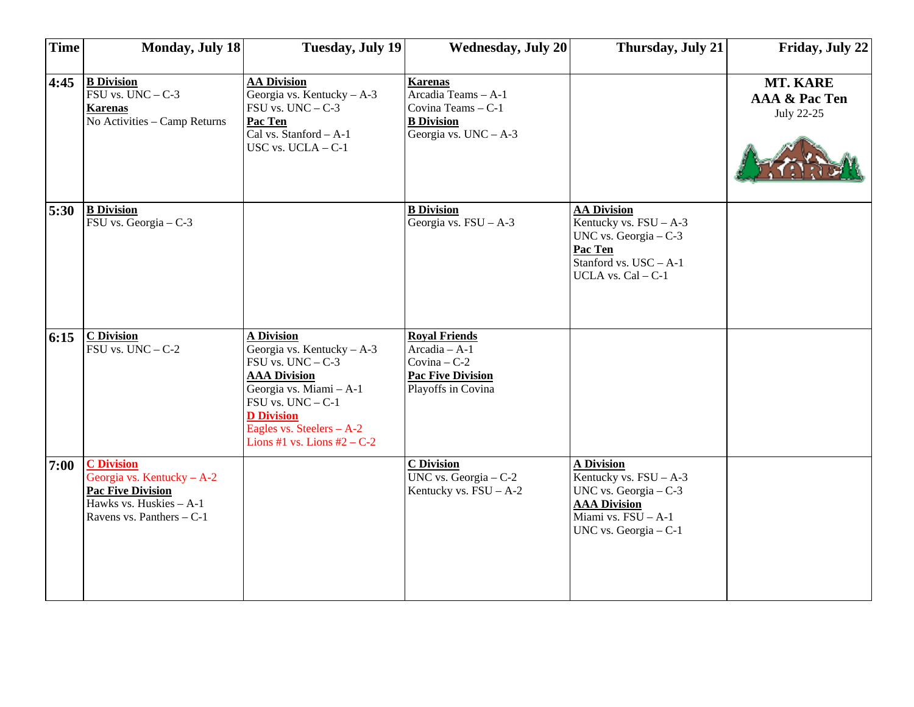| Time | Monday, July 18 | Tuesday, July 19 | Wednesday, July 20 | Thursday, July 21 | Friday, July 22 |
|---|---|---|---|---|---|
| 4:45 | **B Division**<br>FSU vs. UNC – C-3<br>**Karenas**<br>No Activities – Camp Returns | **AA Division**<br>Georgia vs. Kentucky – A-3<br>FSU vs. UNC – C-3<br>**Pac Ten**<br>Cal vs. Stanford – A-1<br>USC vs. UCLA – C-1 | **Karenas**<br>Arcadia Teams – A-1<br>Covina Teams – C-1<br>**B Division**<br>Georgia vs. UNC – A-3 | | **MT. KARE**<br>**AAA & Pac Ten**<br>July 22-25 |
| 5:30 | **B Division**<br>FSU vs. Georgia – C-3 | | **B Division**<br>Georgia vs. FSU – A-3 | **AA Division**<br>Kentucky vs. FSU – A-3<br>UNC vs. Georgia – C-3<br>**Pac Ten**<br>Stanford vs. USC – A-1<br>UCLA vs. Cal – C-1 | |
| 6:15 | **C Division**<br>FSU vs. UNC – C-2 | **A Division**<br>Georgia vs. Kentucky – A-3<br>FSU vs. UNC – C-3<br>**AAA Division**<br>Georgia vs. Miami – A-1<br>FSU vs. UNC – C-1<br>**D Division**<br>Eagles vs. Steelers – A-2<br>Lions #1 vs. Lions #2 – C-2 | **Royal Friends**<br>Arcadia – A-1<br>Covina – C-2<br>**Pac Five Division**<br>Playoffs in Covina | | |
| 7:00 | **C Division**<br>Georgia vs. Kentucky – A-2<br>**Pac Five Division**<br>Hawks vs. Huskies – A-1<br>Ravens vs. Panthers – C-1 | | **C Division**<br>UNC vs. Georgia – C-2<br>Kentucky vs. FSU – A-2 | **A Division**<br>Kentucky vs. FSU – A-3<br>UNC vs. Georgia – C-3<br>**AAA Division**<br>Miami vs. FSU – A-1<br>UNC vs. Georgia – C-1 | |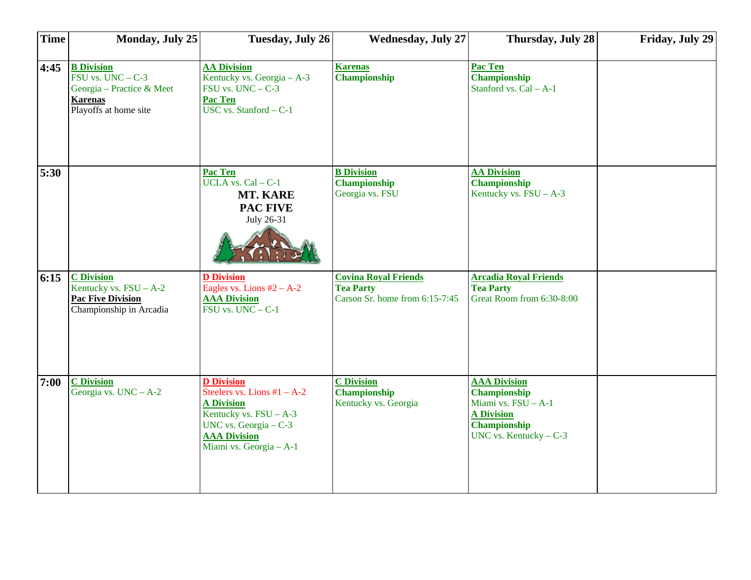| Time | Monday, July 25 | Tuesday, July 26 | Wednesday, July 27 | Thursday, July 28 | Friday, July 29 |
|---|---|---|---|---|---|
| 4:45 | **B Division**<br>FSU vs. UNC – C-3<br>Georgia – Practice & Meet<br>**Karenas**<br>Playoffs at home site | **AA Division**<br>Kentucky vs. Georgia – A-3<br>FSU vs. UNC – C-3<br>**Pac Ten**<br>USC vs. Stanford – C-1 | **Karenas**<br>**Championship** | **Pac Ten**<br>**Championship**<br>Stanford vs. Cal – A-1 | |
| 5:30 | | **Pac Ten**<br>UCLA vs. Cal – C-1<br>**MT. KARE**<br>**PAC FIVE**<br>July 26-31 | **B Division**<br>**Championship**<br>Georgia vs. FSU | **AA Division**<br>**Championship**<br>Kentucky vs. FSU – A-3 | |
| 6:15 | **C Division**<br>Kentucky vs. FSU – A-2<br>**Pac Five Division**<br>Championship in Arcadia | **D Division**<br>Eagles vs. Lions #2 – A-2<br>**AAA Division**<br>FSU vs. UNC – C-1 | **Covina Royal Friends**<br>**Tea Party**<br>Carson Sr. home from 6:15-7:45 | **Arcadia Royal Friends**<br>**Tea Party**<br>Great Room from 6:30-8:00 | |
| 7:00 | **C Division**<br>Georgia vs. UNC – A-2 | **D Division**<br>Steelers vs. Lions #1 – A-2<br>**A Division**<br>Kentucky vs. FSU – A-3<br>UNC vs. Georgia – C-3<br>**AAA Division**<br>Miami vs. Georgia – A-1 | **C Division**<br>**Championship**<br>Kentucky vs. Georgia | **AAA Division**<br>**Championship**<br>Miami vs. FSU – A-1<br>**A Division**<br>**Championship**<br>UNC vs. Kentucky – C-3 | |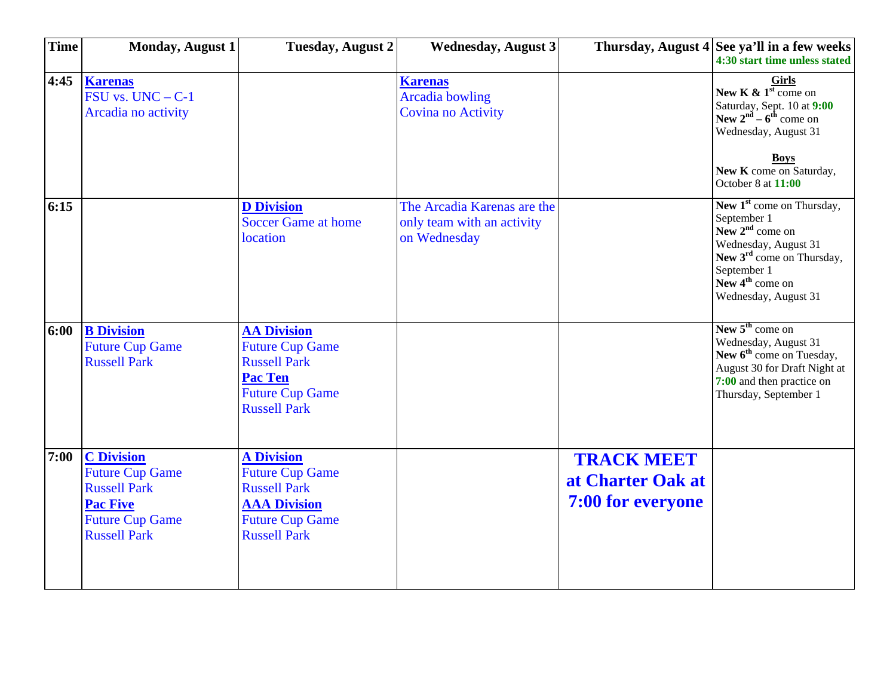| Time | Monday, August 1 | Tuesday, August 2 | Wednesday, August 3 | Thursday, August 4 | See ya'll in a few weeks **4:30 start time unless stated** |
| --- | --- | --- | --- | --- | --- |
| **4:45** | **Karenas**<br>FSU vs. UNC – C-1<br>Arcadia no activity | | **Karenas**<br>Arcadia bowling<br>Covina no Activity | | **Girls**<br>**New K & 1st** come on Saturday, Sept. 10 at **9:00**<br>**New 2nd – 6th** come on Wednesday, August 31<br><br>**Boys**<br>**New K** come on Saturday, October 8 at **11:00** |
| **6:15** | | **D Division**<br>Soccer Game at home location | The Arcadia Karenas are the only team with an activity on Wednesday | | **New 1st** come on Thursday, September 1<br>**New 2nd** come on Wednesday, August 31<br>**New 3rd** come on Thursday, September 1<br>**New 4th** come on Wednesday, August 31 |
| **6:00** | **B Division**<br>Future Cup Game<br>Russell Park | **AA Division**<br>Future Cup Game<br>Russell Park<br>**Pac Ten**<br>Future Cup Game<br>Russell Park | | | **New 5th** come on Wednesday, August 31<br>**New 6th** come on Tuesday, August 30 for Draft Night at **7:00** and then practice on Thursday, September 1 |
| **7:00** | **C Division**<br>Future Cup Game<br>Russell Park<br>**Pac Five**<br>Future Cup Game<br>Russell Park | **A Division**<br>Future Cup Game<br>Russell Park<br>**AAA Division**<br>Future Cup Game<br>Russell Park | | **TRACK MEET at Charter Oak at 7:00 for everyone** | |